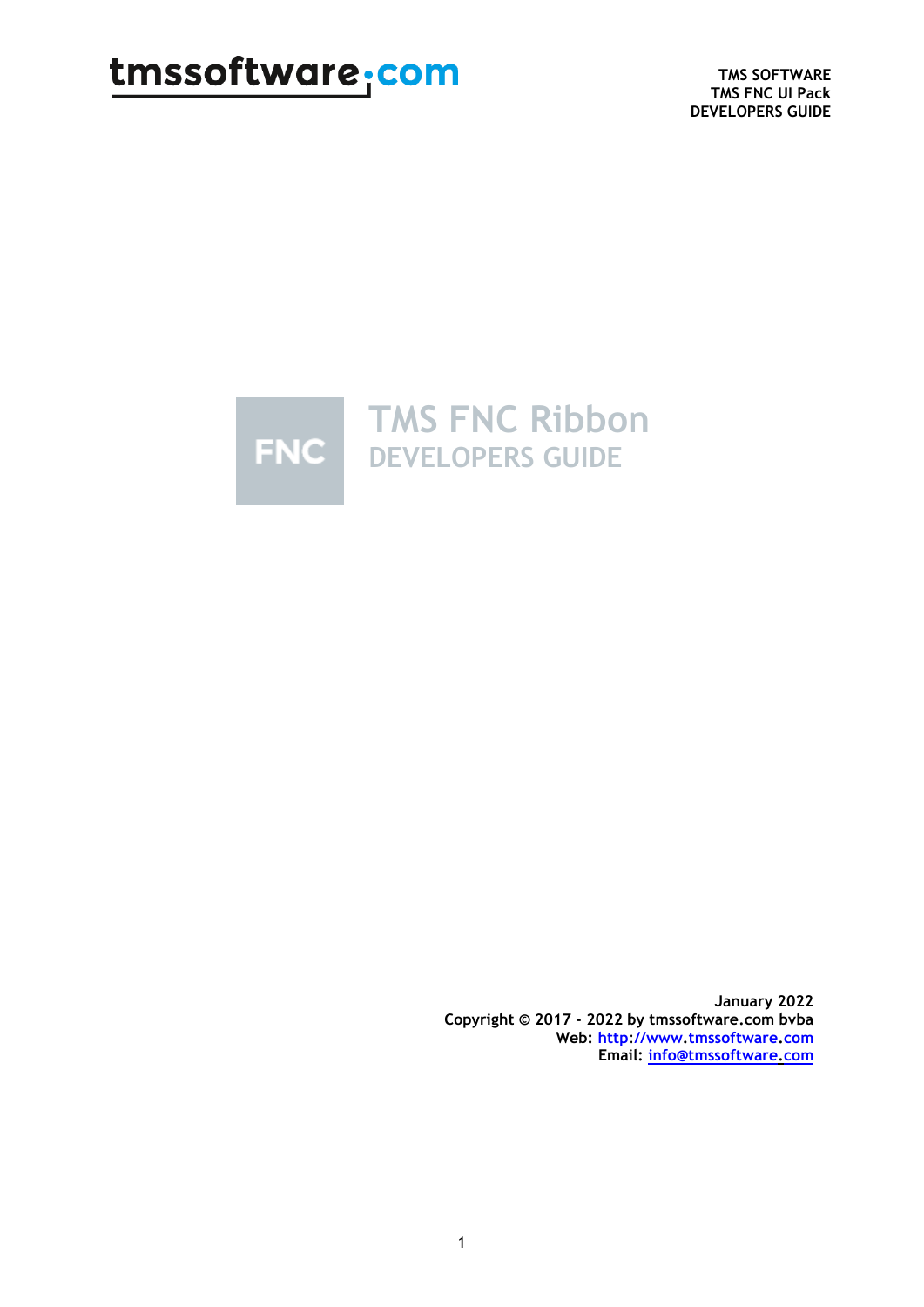TMS SOFTWARE
TMS FNC UI Pack
DEVELOPERS GUIDE

# TMS FNC Ribbon

## DEVELOPERS GUIDE

January 2022
Copyright © 2017 - 2022 by tmssoftware.com bvba
Web: http://www.tmssoftware.com
Email: info@tmssoftware.com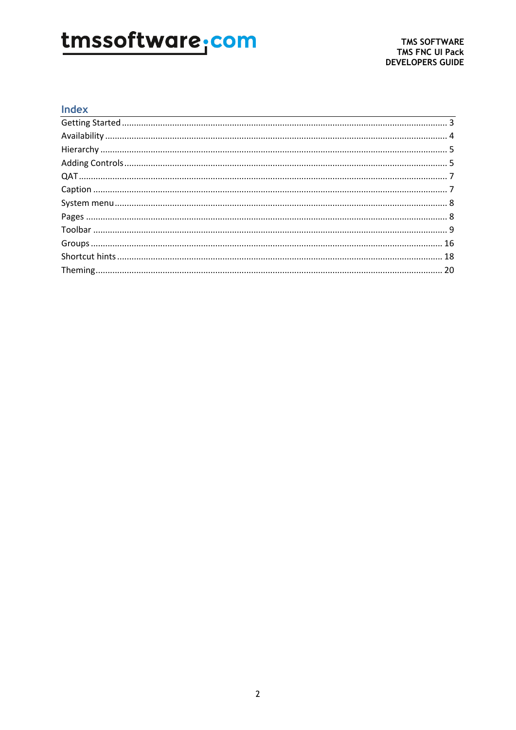## Index

Getting Started ........................................................................................................................ 3
Availability ................................................................................................................................ 4
Hierarchy .................................................................................................................................. 5
Adding Controls ........................................................................................................................ 5
QAT ........................................................................................................................................... 7
Caption ...................................................................................................................................... 7
System menu ............................................................................................................................ 8
Pages ......................................................................................................................................... 8
Toolbar ...................................................................................................................................... 9
Groups ..................................................................................................................................... 16
Shortcut hints .......................................................................................................................... 18
Theming ................................................................................................................................... 20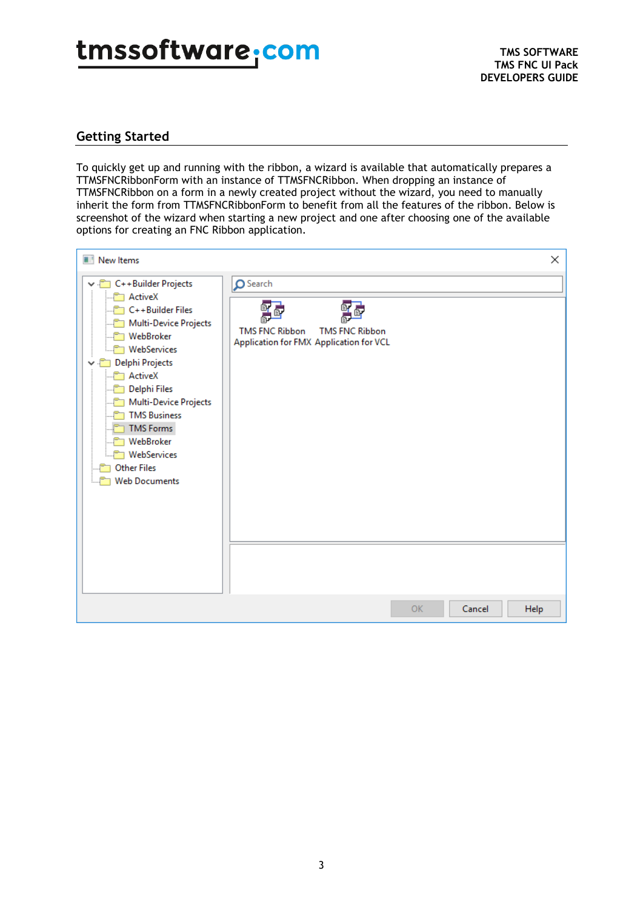## Getting Started

To quickly get up and running with the ribbon, a wizard is available that automatically prepares a TTMSFNCRibbonForm with an instance of TTMSFNCRibbon. When dropping an instance of TTMSFNCRibbon on a form in a newly created project without the wizard, you need to manually inherit the form from TTMSFNCRibbonForm to benefit from all the features of the ribbon. Below is screenshot of the wizard when starting a new project and one after choosing one of the available options for creating an FNC Ribbon application.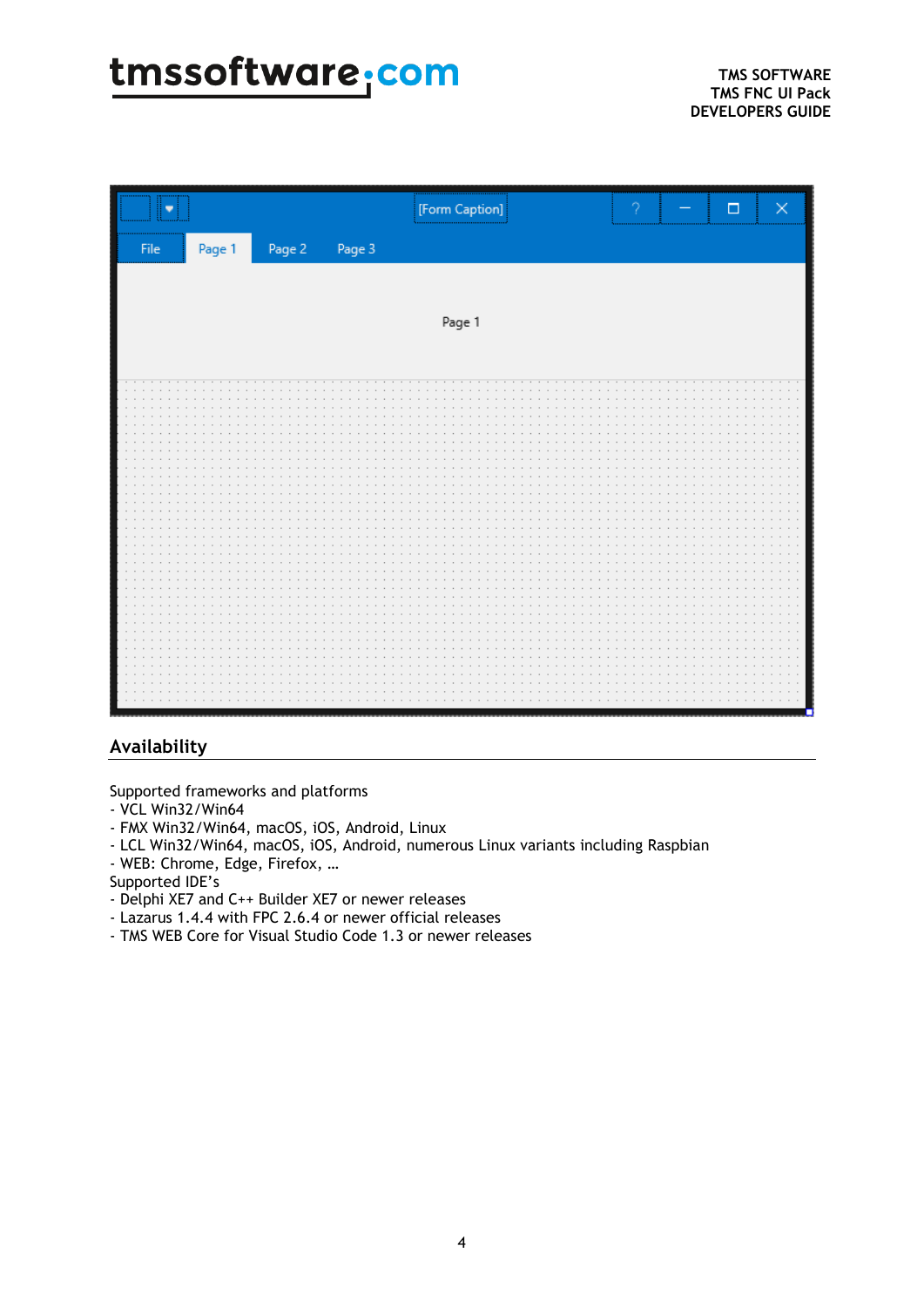## Availability

Supported frameworks and platforms
- VCL Win32/Win64
- FMX Win32/Win64, macOS, iOS, Android, Linux
- LCL Win32/Win64, macOS, iOS, Android, numerous Linux variants including Raspbian
- WEB: Chrome, Edge, Firefox, …

Supported IDE's
- Delphi XE7 and C++ Builder XE7 or newer releases
- Lazarus 1.4.4 with FPC 2.6.4 or newer official releases
- TMS WEB Core for Visual Studio Code 1.3 or newer releases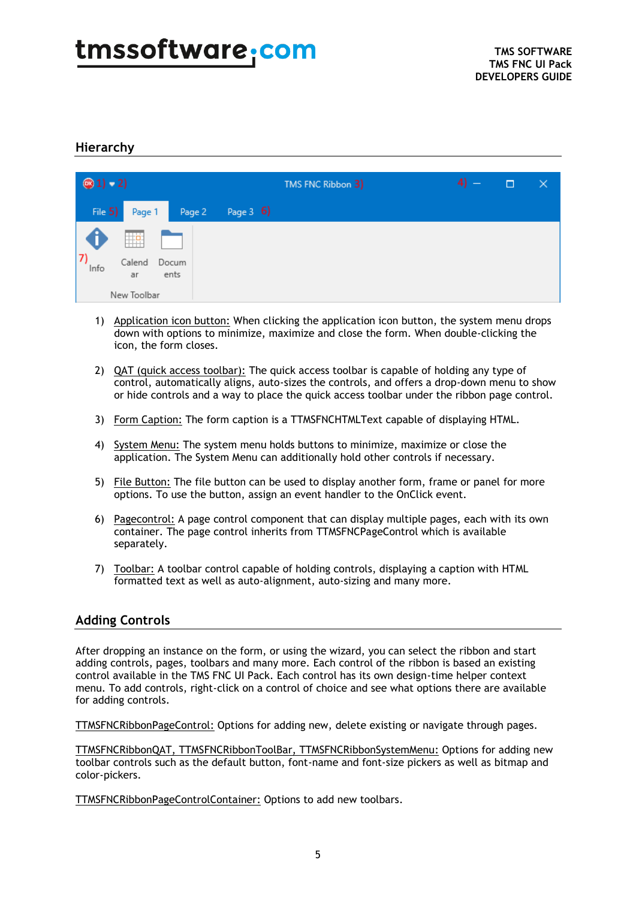## Hierarchy

1) Application icon button: When clicking the application icon button, the system menu drops down with options to minimize, maximize and close the form. When double-clicking the icon, the form closes.

2) QAT (quick access toolbar): The quick access toolbar is capable of holding any type of control, automatically aligns, auto-sizes the controls, and offers a drop-down menu to show or hide controls and a way to place the quick access toolbar under the ribbon page control.

3) Form Caption: The form caption is a TTMSFNCHTMLText capable of displaying HTML.

4) System Menu: The system menu holds buttons to minimize, maximize or close the application. The System Menu can additionally hold other controls if necessary.

5) File Button: The file button can be used to display another form, frame or panel for more options. To use the button, assign an event handler to the OnClick event.

6) Pagecontrol: A page control component that can display multiple pages, each with its own container. The page control inherits from TTMSFNCPageControl which is available separately.

7) Toolbar: A toolbar control capable of holding controls, displaying a caption with HTML formatted text as well as auto-alignment, auto-sizing and many more.

## Adding Controls

After dropping an instance on the form, or using the wizard, you can select the ribbon and start adding controls, pages, toolbars and many more. Each control of the ribbon is based an existing control available in the TMS FNC UI Pack. Each control has its own design-time helper context menu. To add controls, right-click on a control of choice and see what options there are available for adding controls.

TTMSFNCRibbonPageControl: Options for adding new, delete existing or navigate through pages.

TTMSFNCRibbonQAT, TTMSFNCRibbonToolBar, TTMSFNCRibbonSystemMenu: Options for adding new toolbar controls such as the default button, font-name and font-size pickers as well as bitmap and color-pickers.

TTMSFNCRibbonPageControlContainer: Options to add new toolbars.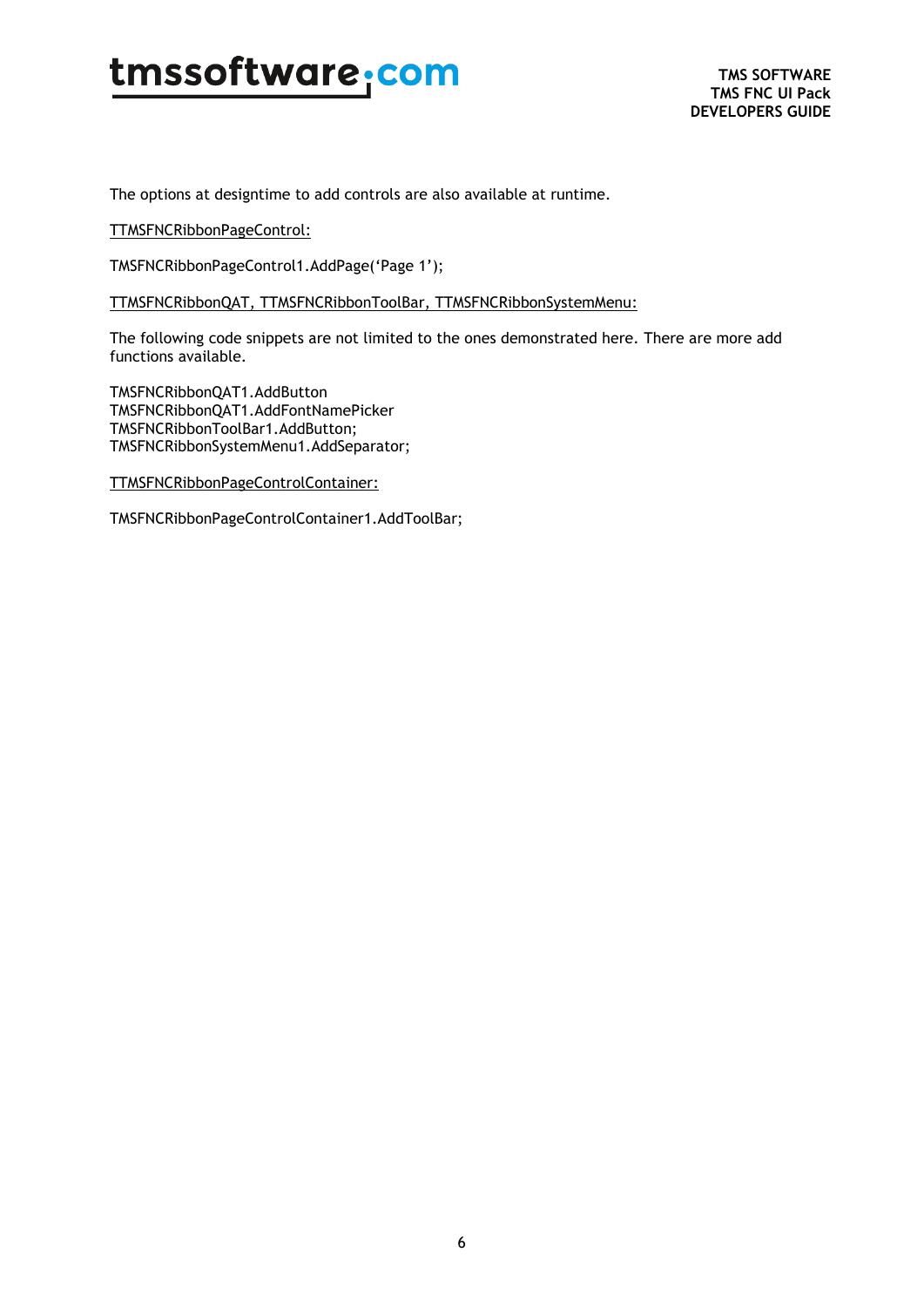The options at designtime to add controls are also available at runtime.

TTMSFNCRibbonPageControl:

```
TMSFNCRibbonPageControl1.AddPage('Page 1');
```

TTMSFNCRibbonQAT, TTMSFNCRibbonToolBar, TTMSFNCRibbonSystemMenu:

The following code snippets are not limited to the ones demonstrated here. There are more add functions available.

```
TMSFNCRibbonQAT1.AddButton
TMSFNCRibbonQAT1.AddFontNamePicker
TMSFNCRibbonToolBar1.AddButton;
TMSFNCRibbonSystemMenu1.AddSeparator;
```

TTMSFNCRibbonPageControlContainer:

```
TMSFNCRibbonPageControlContainer1.AddToolBar;
```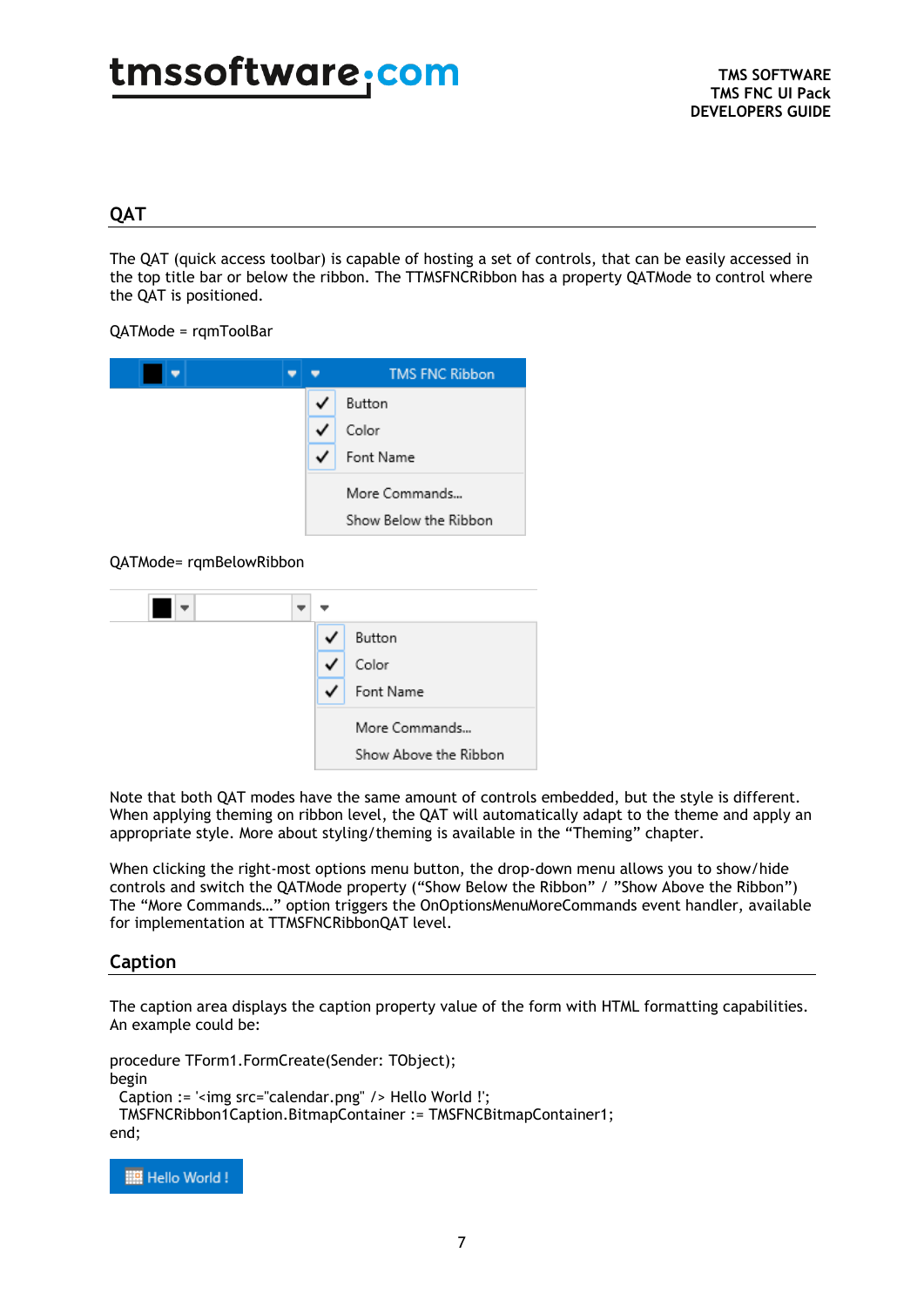## QAT

The QAT (quick access toolbar) is capable of hosting a set of controls, that can be easily accessed in the top title bar or below the ribbon. The TTMSFNCRibbon has a property QATMode to control where the QAT is positioned.

QATMode = rqmToolBar

QATMode= rqmBelowRibbon

Note that both QAT modes have the same amount of controls embedded, but the style is different. When applying theming on ribbon level, the QAT will automatically adapt to the theme and apply an appropriate style. More about styling/theming is available in the "Theming" chapter.

When clicking the right-most options menu button, the drop-down menu allows you to show/hide controls and switch the QATMode property ("Show Below the Ribbon" / "Show Above the Ribbon") The "More Commands…" option triggers the OnOptionsMenuMoreCommands event handler, available for implementation at TTMSFNCRibbonQAT level.

## Caption

The caption area displays the caption property value of the form with HTML formatting capabilities. An example could be:

```
procedure TForm1.FormCreate(Sender: TObject);
begin
  Caption := '<img src="calendar.png" /> Hello World !';
  TMSFNCRibbon1Caption.BitmapContainer := TMSFNCBitmapContainer1;
end;
```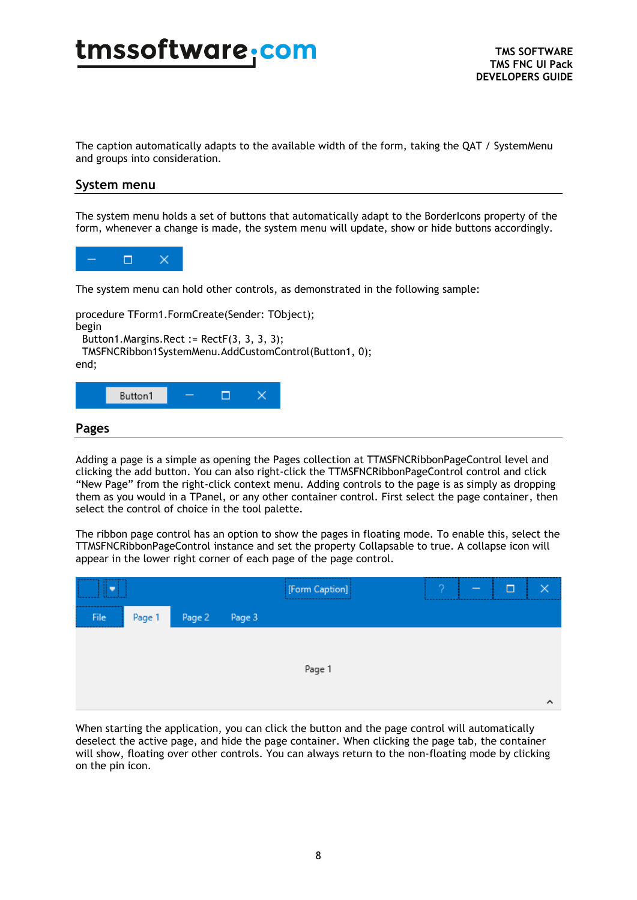The caption automatically adapts to the available width of the form, taking the QAT / SystemMenu and groups into consideration.

## System menu

The system menu holds a set of buttons that automatically adapt to the BorderIcons property of the form, whenever a change is made, the system menu will update, show or hide buttons accordingly.

The system menu can hold other controls, as demonstrated in the following sample:

```
procedure TForm1.FormCreate(Sender: TObject);
begin
  Button1.Margins.Rect := RectF(3, 3, 3, 3);
  TMSFNCRibbon1SystemMenu.AddCustomControl(Button1, 0);
end;
```

## Pages

Adding a page is a simple as opening the Pages collection at TTMSFNCRibbonPageControl level and clicking the add button. You can also right-click the TTMSFNCRibbonPageControl control and click "New Page" from the right-click context menu. Adding controls to the page is as simply as dropping them as you would in a TPanel, or any other container control. First select the page container, then select the control of choice in the tool palette.

The ribbon page control has an option to show the pages in floating mode. To enable this, select the TTMSFNCRibbonPageControl instance and set the property Collapsable to true. A collapse icon will appear in the lower right corner of each page of the page control.

When starting the application, you can click the button and the page control will automatically deselect the active page, and hide the page container. When clicking the page tab, the container will show, floating over other controls. You can always return to the non-floating mode by clicking on the pin icon.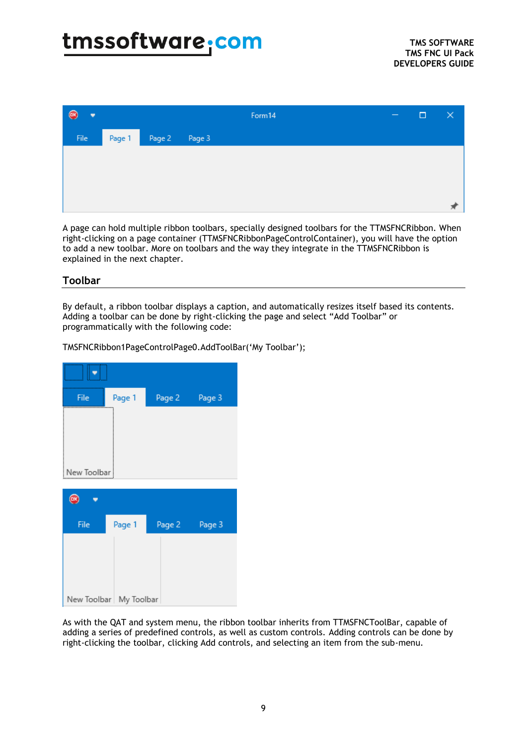A page can hold multiple ribbon toolbars, specially designed toolbars for the TTMSFNCRibbon. When right-clicking on a page container (TTMSFNCRibbonPageControlContainer), you will have the option to add a new toolbar. More on toolbars and the way they integrate in the TTMSFNCRibbon is explained in the next chapter.

## Toolbar

By default, a ribbon toolbar displays a caption, and automatically resizes itself based its contents. Adding a toolbar can be done by right-clicking the page and select “Add Toolbar” or programmatically with the following code:

```
TMSFNCRibbon1PageControlPage0.AddToolBar(‘My Toolbar’);
```

As with the QAT and system menu, the ribbon toolbar inherits from TTMSFNCToolBar, capable of adding a series of predefined controls, as well as custom controls. Adding controls can be done by right-clicking the toolbar, clicking Add controls, and selecting an item from the sub-menu.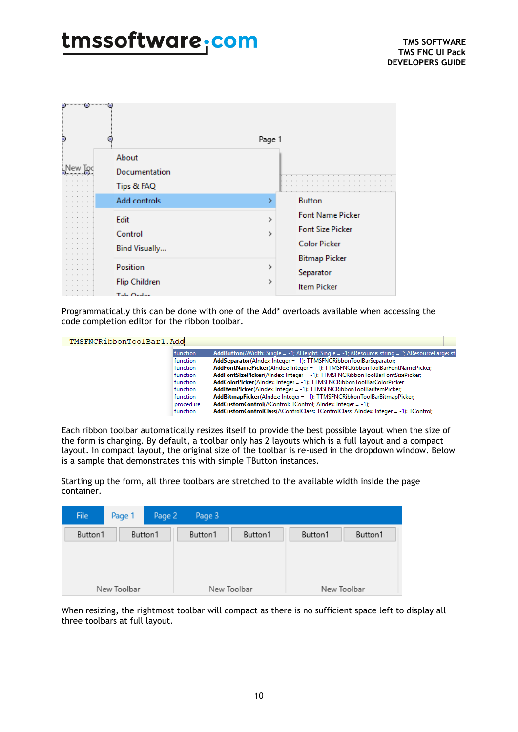Programmatically this can be done with one of the Add* overloads available when accessing the code completion editor for the ribbon toolbar.

```
TMSFNCRibbonToolBar1.Add
function   AddButton(AWidth: Single = -1; AHeight: Single = -1; AResource string = ''; AResourceLarge: str
function   AddSeparator(AIndex: Integer = -1): TTMSFNCRibbonToolBarSeparator;
function   AddFontNamePicker(AIndex: Integer = -1): TTMSFNCRibbonToolBarFontNamePicker;
function   AddFontSizePicker(AIndex: Integer = -1): TTMSFNCRibbonToolBarFontSizePicker;
function   AddColorPicker(AIndex: Integer = -1): TTMSFNCRibbonToolBarColorPicker;
function   AddItemPicker(AIndex: Integer = -1): TTMSFNCRibbonToolBarItemPicker;
function   AddBitmapPicker(AIndex: Integer = -1): TTMSFNCRibbonToolBarBitmapPicker;
procedure  AddCustomControl(AControl: TControl; AIndex: Integer = -1);
function   AddCustomControlClass(AControlClass: TControlClass; AIndex: Integer = -1): TControl;
```

Each ribbon toolbar automatically resizes itself to provide the best possible layout when the size of the form is changing. By default, a toolbar only has 2 layouts which is a full layout and a compact layout. In compact layout, the original size of the toolbar is re-used in the dropdown window. Below is a sample that demonstrates this with simple TButton instances.

Starting up the form, all three toolbars are stretched to the available width inside the page container.

When resizing, the rightmost toolbar will compact as there is no sufficient space left to display all three toolbars at full layout.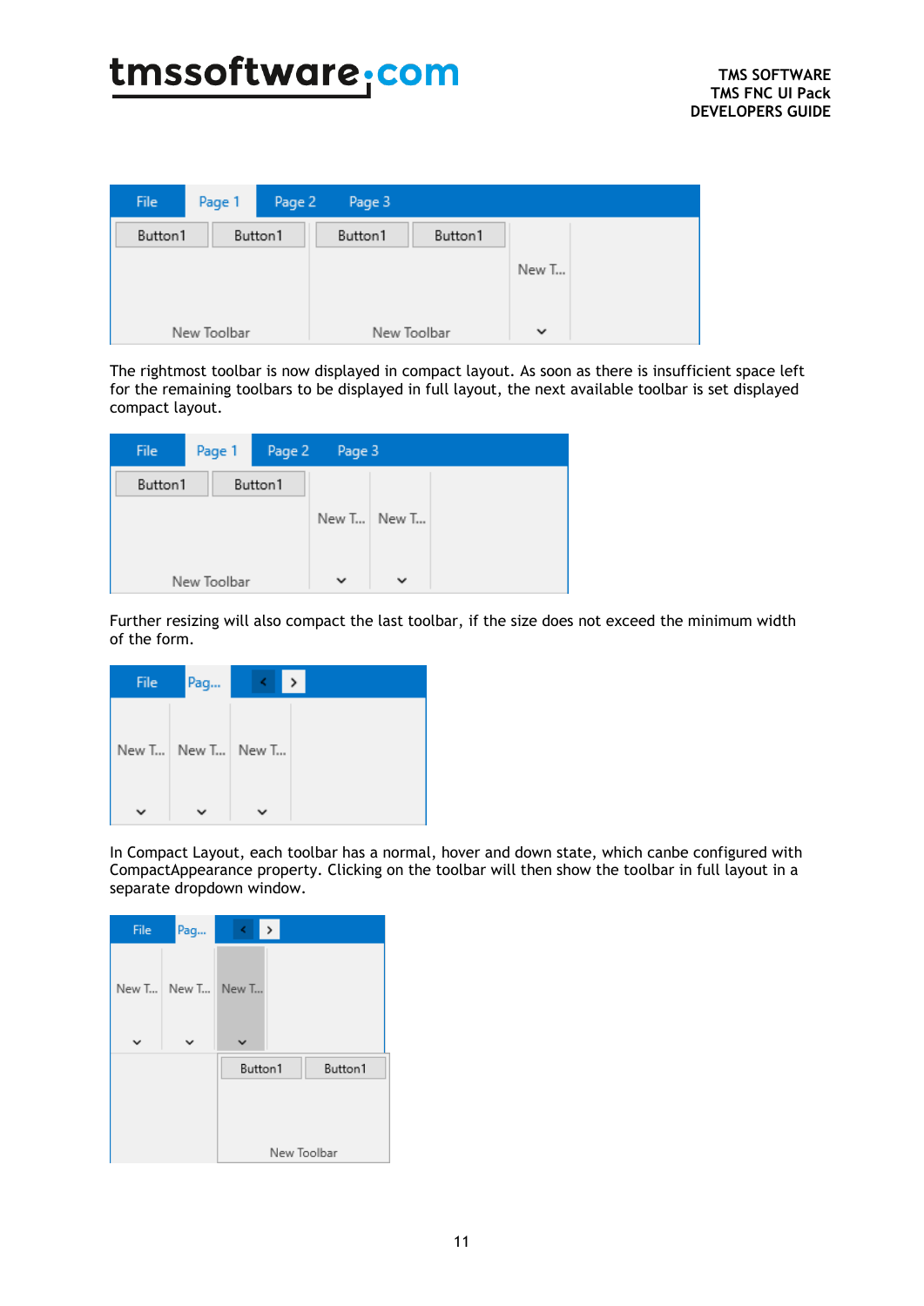The rightmost toolbar is now displayed in compact layout. As soon as there is insufficient space left for the remaining toolbars to be displayed in full layout, the next available toolbar is set displayed compact layout.

Further resizing will also compact the last toolbar, if the size does not exceed the minimum width of the form.

In Compact Layout, each toolbar has a normal, hover and down state, which canbe configured with CompactAppearance property. Clicking on the toolbar will then show the toolbar in full layout in a separate dropdown window.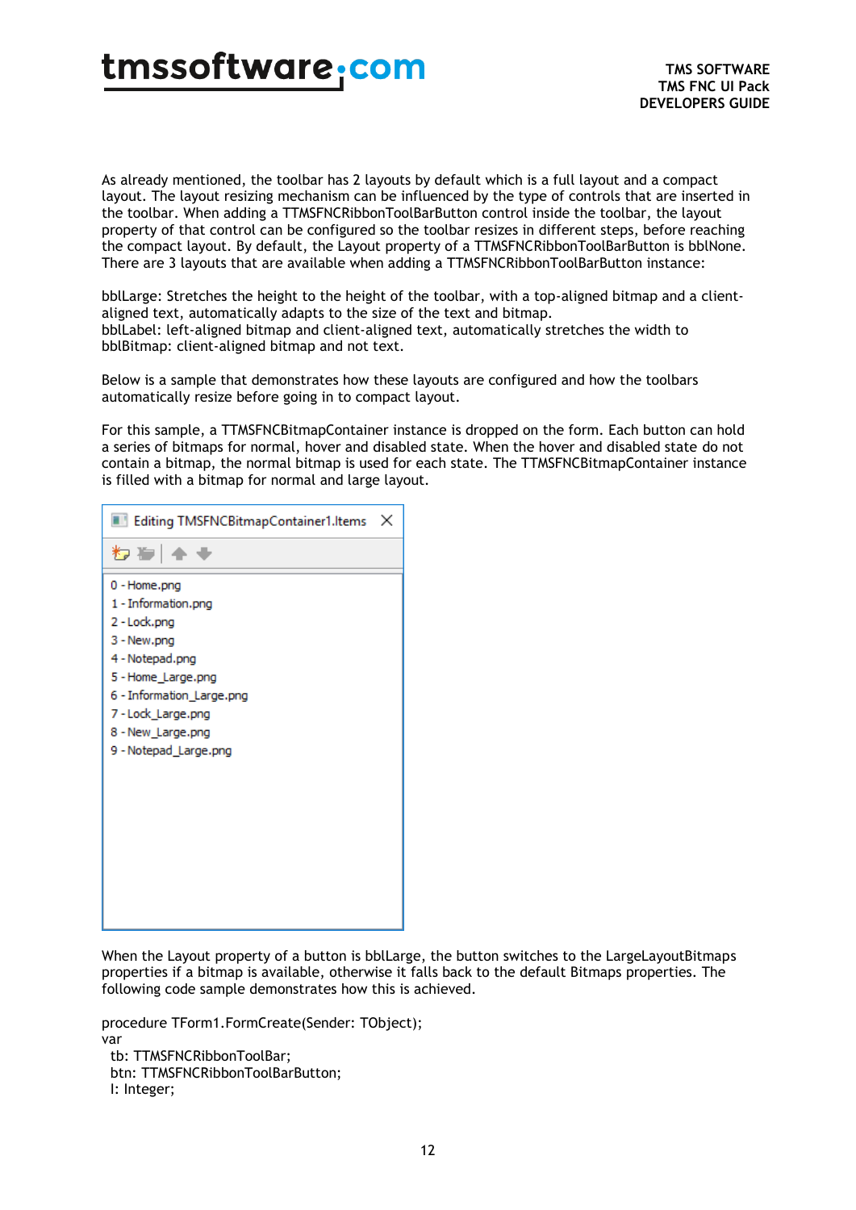As already mentioned, the toolbar has 2 layouts by default which is a full layout and a compact layout. The layout resizing mechanism can be influenced by the type of controls that are inserted in the toolbar. When adding a TTMSFNCRibbonToolBarButton control inside the toolbar, the layout property of that control can be configured so the toolbar resizes in different steps, before reaching the compact layout. By default, the Layout property of a TTMSFNCRibbonToolBarButton is bblNone. There are 3 layouts that are available when adding a TTMSFNCRibbonToolBarButton instance:

bblLarge: Stretches the height to the height of the toolbar, with a top-aligned bitmap and a client-aligned text, automatically adapts to the size of the text and bitmap.
bblLabel: left-aligned bitmap and client-aligned text, automatically stretches the width to
bblBitmap: client-aligned bitmap and not text.

Below is a sample that demonstrates how these layouts are configured and how the toolbars automatically resize before going in to compact layout.

For this sample, a TTMSFNCBitmapContainer instance is dropped on the form. Each button can hold a series of bitmaps for normal, hover and disabled state. When the hover and disabled state do not contain a bitmap, the normal bitmap is used for each state. The TTMSFNCBitmapContainer instance is filled with a bitmap for normal and large layout.

Editing TMSFNCBitmapContainer1.Items

0 - Home.png
1 - Information.png
2 - Lock.png
3 - New.png
4 - Notepad.png
5 - Home_Large.png
6 - Information_Large.png
7 - Lock_Large.png
8 - New_Large.png
9 - Notepad_Large.png

When the Layout property of a button is bblLarge, the button switches to the LargeLayoutBitmaps properties if a bitmap is available, otherwise it falls back to the default Bitmaps properties. The following code sample demonstrates how this is achieved.

```
procedure TForm1.FormCreate(Sender: TObject);
var
  tb: TTMSFNCRibbonToolBar;
  btn: TTMSFNCRibbonToolBarButton;
  I: Integer;
```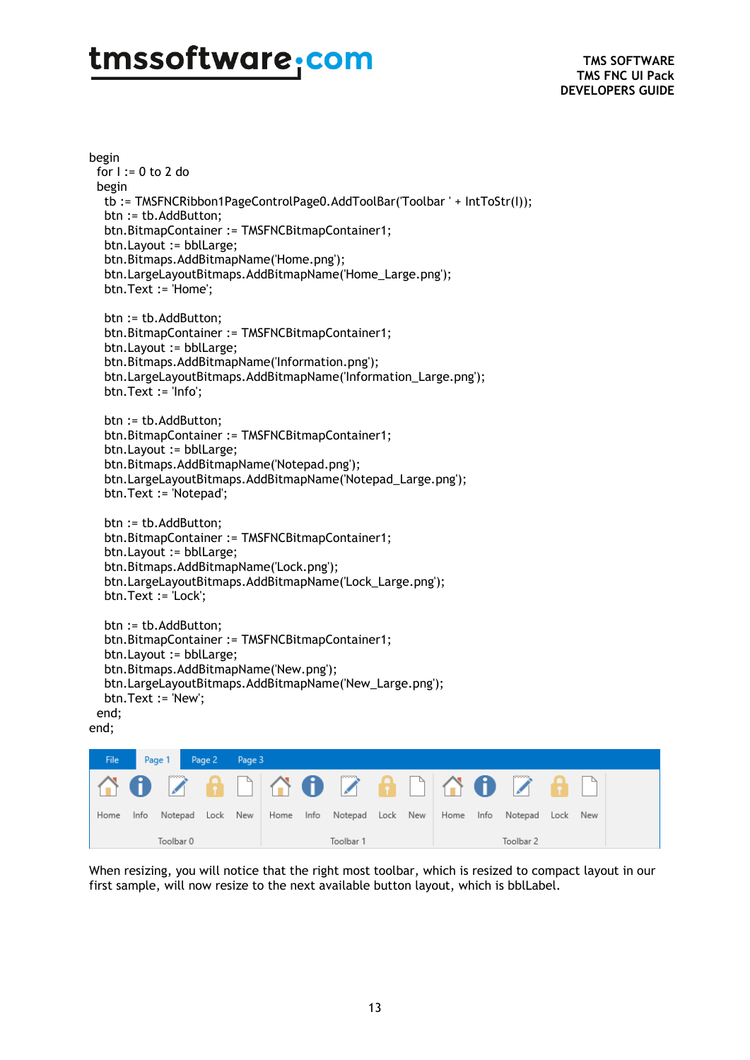```
begin
  for I := 0 to 2 do
  begin
    tb := TMSFNCRibbon1PageControlPage0.AddToolBar('Toolbar ' + IntToStr(I));
    btn := tb.AddButton;
    btn.BitmapContainer := TMSFNCBitmapContainer1;
    btn.Layout := bblLarge;
    btn.Bitmaps.AddBitmapName('Home.png');
    btn.LargeLayoutBitmaps.AddBitmapName('Home_Large.png');
    btn.Text := 'Home';

    btn := tb.AddButton;
    btn.BitmapContainer := TMSFNCBitmapContainer1;
    btn.Layout := bblLarge;
    btn.Bitmaps.AddBitmapName('Information.png');
    btn.LargeLayoutBitmaps.AddBitmapName('Information_Large.png');
    btn.Text := 'Info';

    btn := tb.AddButton;
    btn.BitmapContainer := TMSFNCBitmapContainer1;
    btn.Layout := bblLarge;
    btn.Bitmaps.AddBitmapName('Notepad.png');
    btn.LargeLayoutBitmaps.AddBitmapName('Notepad_Large.png');
    btn.Text := 'Notepad';

    btn := tb.AddButton;
    btn.BitmapContainer := TMSFNCBitmapContainer1;
    btn.Layout := bblLarge;
    btn.Bitmaps.AddBitmapName('Lock.png');
    btn.LargeLayoutBitmaps.AddBitmapName('Lock_Large.png');
    btn.Text := 'Lock';

    btn := tb.AddButton;
    btn.BitmapContainer := TMSFNCBitmapContainer1;
    btn.Layout := bblLarge;
    btn.Bitmaps.AddBitmapName('New.png');
    btn.LargeLayoutBitmaps.AddBitmapName('New_Large.png');
    btn.Text := 'New';
  end;
end;
```

When resizing, you will notice that the right most toolbar, which is resized to compact layout in our first sample, will now resize to the next available button layout, which is bblLabel.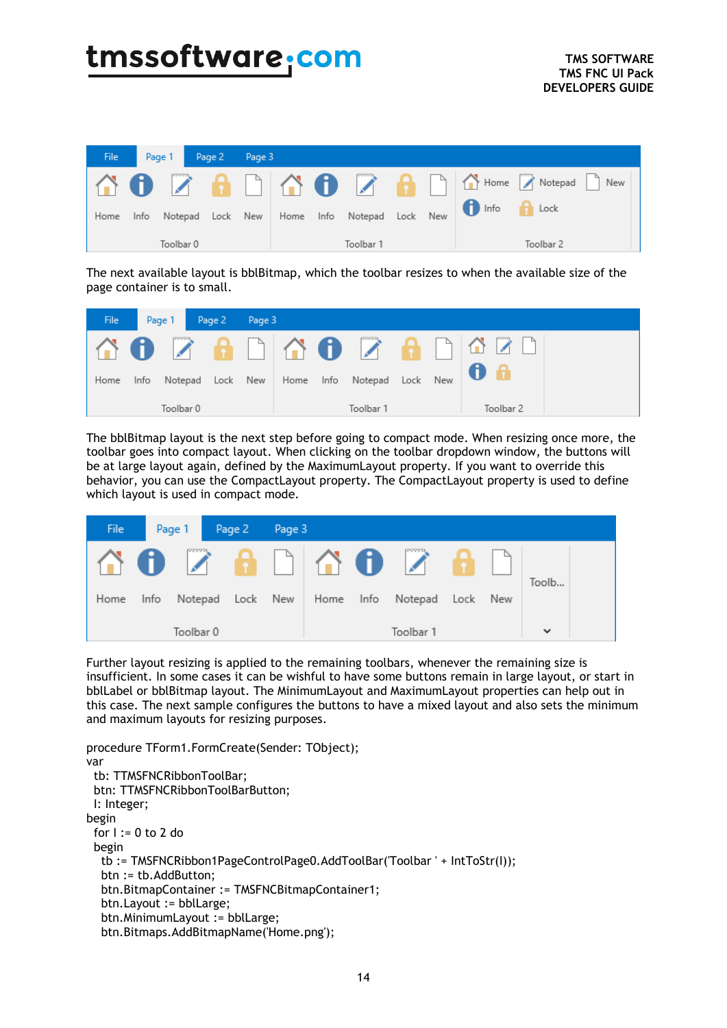The next available layout is bblBitmap, which the toolbar resizes to when the available size of the page container is to small.

The bblBitmap layout is the next step before going to compact mode. When resizing once more, the toolbar goes into compact layout. When clicking on the toolbar dropdown window, the buttons will be at large layout again, defined by the MaximumLayout property. If you want to override this behavior, you can use the CompactLayout property. The CompactLayout property is used to define which layout is used in compact mode.

Further layout resizing is applied to the remaining toolbars, whenever the remaining size is insufficient. In some cases it can be wishful to have some buttons remain in large layout, or start in bblLabel or bblBitmap layout. The MinimumLayout and MaximumLayout properties can help out in this case. The next sample configures the buttons to have a mixed layout and also sets the minimum and maximum layouts for resizing purposes.

```
procedure TForm1.FormCreate(Sender: TObject);
var
  tb: TTMSFNCRibbonToolBar;
  btn: TTMSFNCRibbonToolBarButton;
  I: Integer;
begin
  for I := 0 to 2 do
  begin
    tb := TMSFNCRibbon1PageControlPage0.AddToolBar('Toolbar ' + IntToStr(I));
    btn := tb.AddButton;
    btn.BitmapContainer := TMSFNCBitmapContainer1;
    btn.Layout := bblLarge;
    btn.MinimumLayout := bblLarge;
    btn.Bitmaps.AddBitmapName('Home.png');
```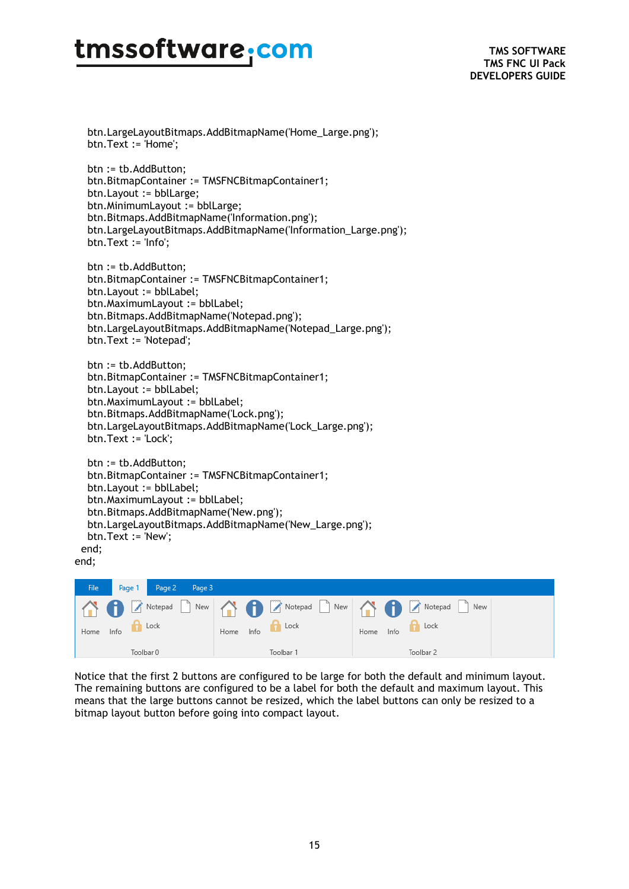```
    btn.LargeLayoutBitmaps.AddBitmapName('Home_Large.png');
    btn.Text := 'Home';

    btn := tb.AddButton;
    btn.BitmapContainer := TMSFNCBitmapContainer1;
    btn.Layout := bblLarge;
    btn.MinimumLayout := bblLarge;
    btn.Bitmaps.AddBitmapName('Information.png');
    btn.LargeLayoutBitmaps.AddBitmapName('Information_Large.png');
    btn.Text := 'Info';

    btn := tb.AddButton;
    btn.BitmapContainer := TMSFNCBitmapContainer1;
    btn.Layout := bblLabel;
    btn.MaximumLayout := bblLabel;
    btn.Bitmaps.AddBitmapName('Notepad.png');
    btn.LargeLayoutBitmaps.AddBitmapName('Notepad_Large.png');
    btn.Text := 'Notepad';

    btn := tb.AddButton;
    btn.BitmapContainer := TMSFNCBitmapContainer1;
    btn.Layout := bblLabel;
    btn.MaximumLayout := bblLabel;
    btn.Bitmaps.AddBitmapName('Lock.png');
    btn.LargeLayoutBitmaps.AddBitmapName('Lock_Large.png');
    btn.Text := 'Lock';

    btn := tb.AddButton;
    btn.BitmapContainer := TMSFNCBitmapContainer1;
    btn.Layout := bblLabel;
    btn.MaximumLayout := bblLabel;
    btn.Bitmaps.AddBitmapName('New.png');
    btn.LargeLayoutBitmaps.AddBitmapName('New_Large.png');
    btn.Text := 'New';
  end;
end;
```

Notice that the first 2 buttons are configured to be large for both the default and minimum layout. The remaining buttons are configured to be a label for both the default and maximum layout. This means that the large buttons cannot be resized, which the label buttons can only be resized to a bitmap layout button before going into compact layout.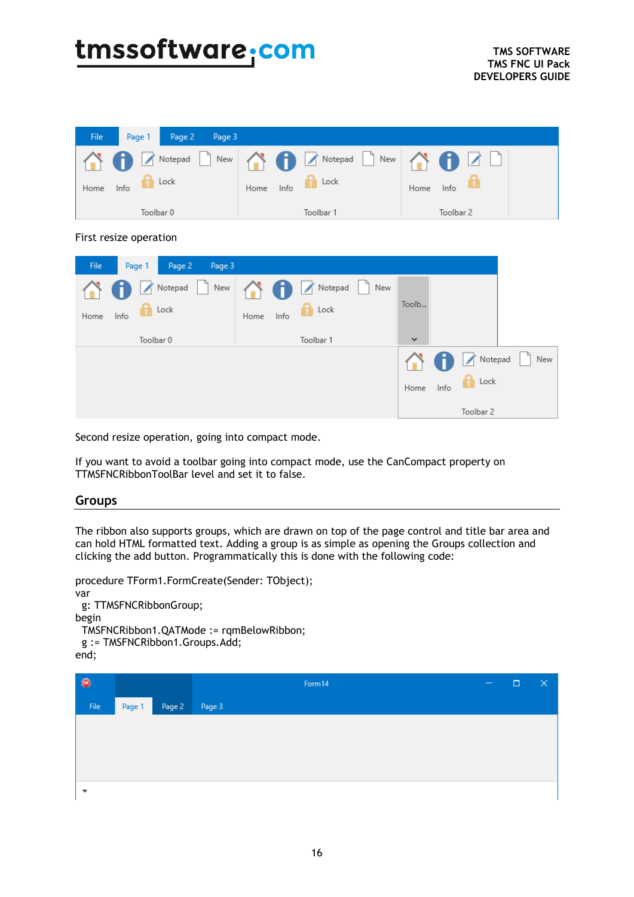First resize operation

Second resize operation, going into compact mode.

If you want to avoid a toolbar going into compact mode, use the CanCompact property on TTMSFNCRibbonToolBar level and set it to false.

## Groups

The ribbon also supports groups, which are drawn on top of the page control and title bar area and can hold HTML formatted text. Adding a group is as simple as opening the Groups collection and clicking the add button. Programmatically this is done with the following code:

```
procedure TForm1.FormCreate(Sender: TObject);
var
  g: TTMSFNCRibbonGroup;
begin
  TMSFNCRibbon1.QATMode := rqmBelowRibbon;
  g := TMSFNCRibbon1.Groups.Add;
end;
```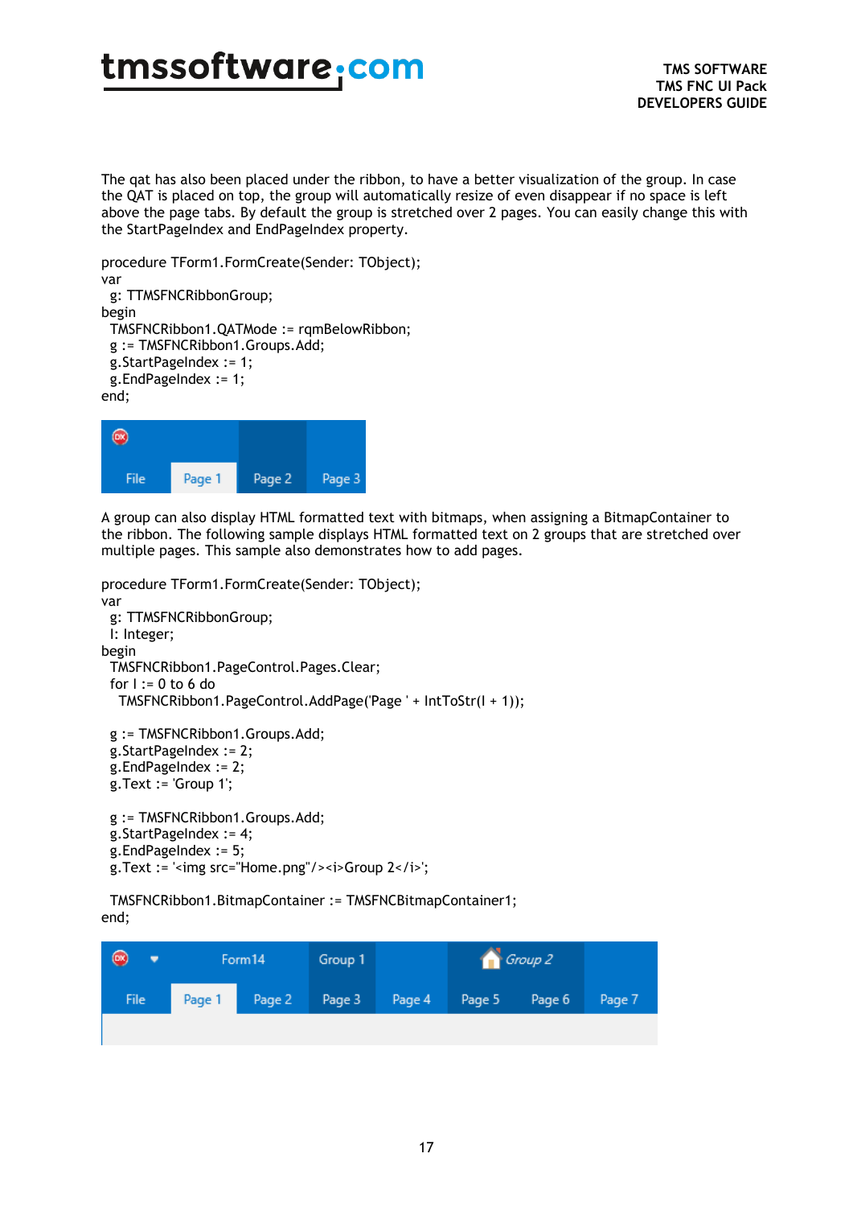The qat has also been placed under the ribbon, to have a better visualization of the group. In case the QAT is placed on top, the group will automatically resize of even disappear if no space is left above the page tabs. By default the group is stretched over 2 pages. You can easily change this with the StartPageIndex and EndPageIndex property.

```
procedure TForm1.FormCreate(Sender: TObject);
var
  g: TTMSFNCRibbonGroup;
begin
  TMSFNCRibbon1.QATMode := rqmBelowRibbon;
  g := TMSFNCRibbon1.Groups.Add;
  g.StartPageIndex := 1;
  g.EndPageIndex := 1;
end;
```

A group can also display HTML formatted text with bitmaps, when assigning a BitmapContainer to the ribbon. The following sample displays HTML formatted text on 2 groups that are stretched over multiple pages. This sample also demonstrates how to add pages.

```
procedure TForm1.FormCreate(Sender: TObject);
var
  g: TTMSFNCRibbonGroup;
  I: Integer;
begin
  TMSFNCRibbon1.PageControl.Pages.Clear;
  for I := 0 to 6 do
    TMSFNCRibbon1.PageControl.AddPage('Page ' + IntToStr(I + 1));

  g := TMSFNCRibbon1.Groups.Add;
  g.StartPageIndex := 2;
  g.EndPageIndex := 2;
  g.Text := 'Group 1';

  g := TMSFNCRibbon1.Groups.Add;
  g.StartPageIndex := 4;
  g.EndPageIndex := 5;
  g.Text := '<img src="Home.png"/><i>Group 2</i>';

  TMSFNCRibbon1.BitmapContainer := TMSFNCBitmapContainer1;
end;
```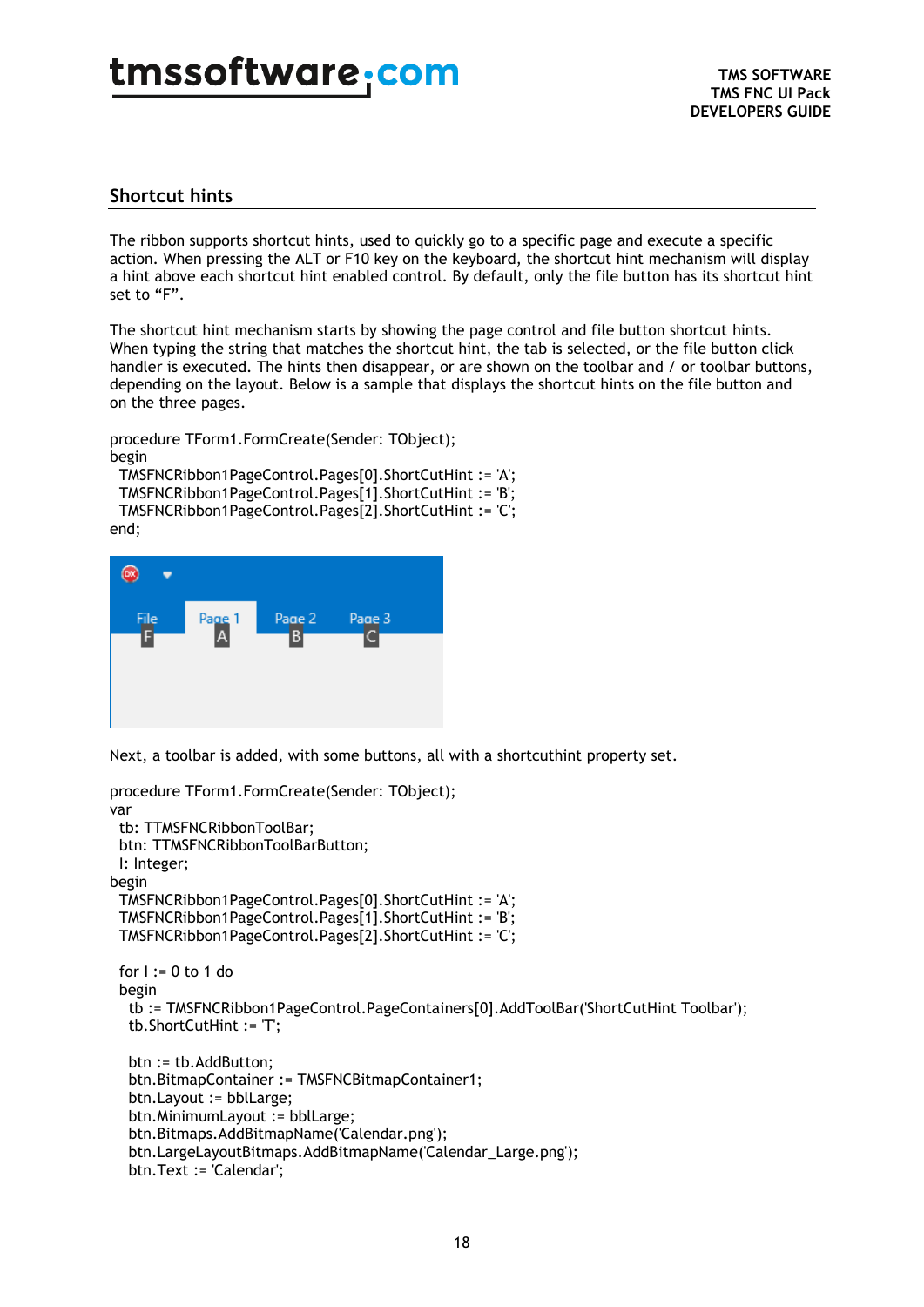## Shortcut hints

The ribbon supports shortcut hints, used to quickly go to a specific page and execute a specific action. When pressing the ALT or F10 key on the keyboard, the shortcut hint mechanism will display a hint above each shortcut hint enabled control. By default, only the file button has its shortcut hint set to "F".

The shortcut hint mechanism starts by showing the page control and file button shortcut hints. When typing the string that matches the shortcut hint, the tab is selected, or the file button click handler is executed. The hints then disappear, or are shown on the toolbar and / or toolbar buttons, depending on the layout. Below is a sample that displays the shortcut hints on the file button and on the three pages.

```
procedure TForm1.FormCreate(Sender: TObject);
begin
  TMSFNCRibbon1PageControl.Pages[0].ShortCutHint := 'A';
  TMSFNCRibbon1PageControl.Pages[1].ShortCutHint := 'B';
  TMSFNCRibbon1PageControl.Pages[2].ShortCutHint := 'C';
end;
```

Next, a toolbar is added, with some buttons, all with a shortcuthint property set.

```
procedure TForm1.FormCreate(Sender: TObject);
var
  tb: TTMSFNCRibbonToolBar;
  btn: TTMSFNCRibbonToolBarButton;
  I: Integer;
begin
  TMSFNCRibbon1PageControl.Pages[0].ShortCutHint := 'A';
  TMSFNCRibbon1PageControl.Pages[1].ShortCutHint := 'B';
  TMSFNCRibbon1PageControl.Pages[2].ShortCutHint := 'C';

  for I := 0 to 1 do
  begin
    tb := TMSFNCRibbon1PageControl.PageContainers[0].AddToolBar('ShortCutHint Toolbar');
    tb.ShortCutHint := 'T';

    btn := tb.AddButton;
    btn.BitmapContainer := TMSFNCBitmapContainer1;
    btn.Layout := bblLarge;
    btn.MinimumLayout := bblLarge;
    btn.Bitmaps.AddBitmapName('Calendar.png');
    btn.LargeLayoutBitmaps.AddBitmapName('Calendar_Large.png');
    btn.Text := 'Calendar';
```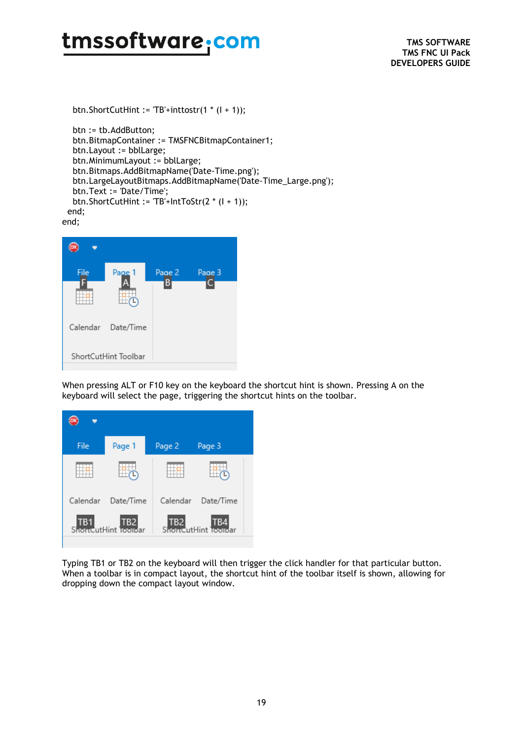```
    btn.ShortCutHint := 'TB'+inttostr(1 * (I + 1));

    btn := tb.AddButton;
    btn.BitmapContainer := TMSFNCBitmapContainer1;
    btn.Layout := bblLarge;
    btn.MinimumLayout := bblLarge;
    btn.Bitmaps.AddBitmapName('Date-Time.png');
    btn.LargeLayoutBitmaps.AddBitmapName('Date-Time_Large.png');
    btn.Text := 'Date/Time';
    btn.ShortCutHint := 'TB'+IntToStr(2 * (I + 1));
  end;
end;
```

When pressing ALT or F10 key on the keyboard the shortcut hint is shown. Pressing A on the keyboard will select the page, triggering the shortcut hints on the toolbar.

Typing TB1 or TB2 on the keyboard will then trigger the click handler for that particular button. When a toolbar is in compact layout, the shortcut hint of the toolbar itself is shown, allowing for dropping down the compact layout window.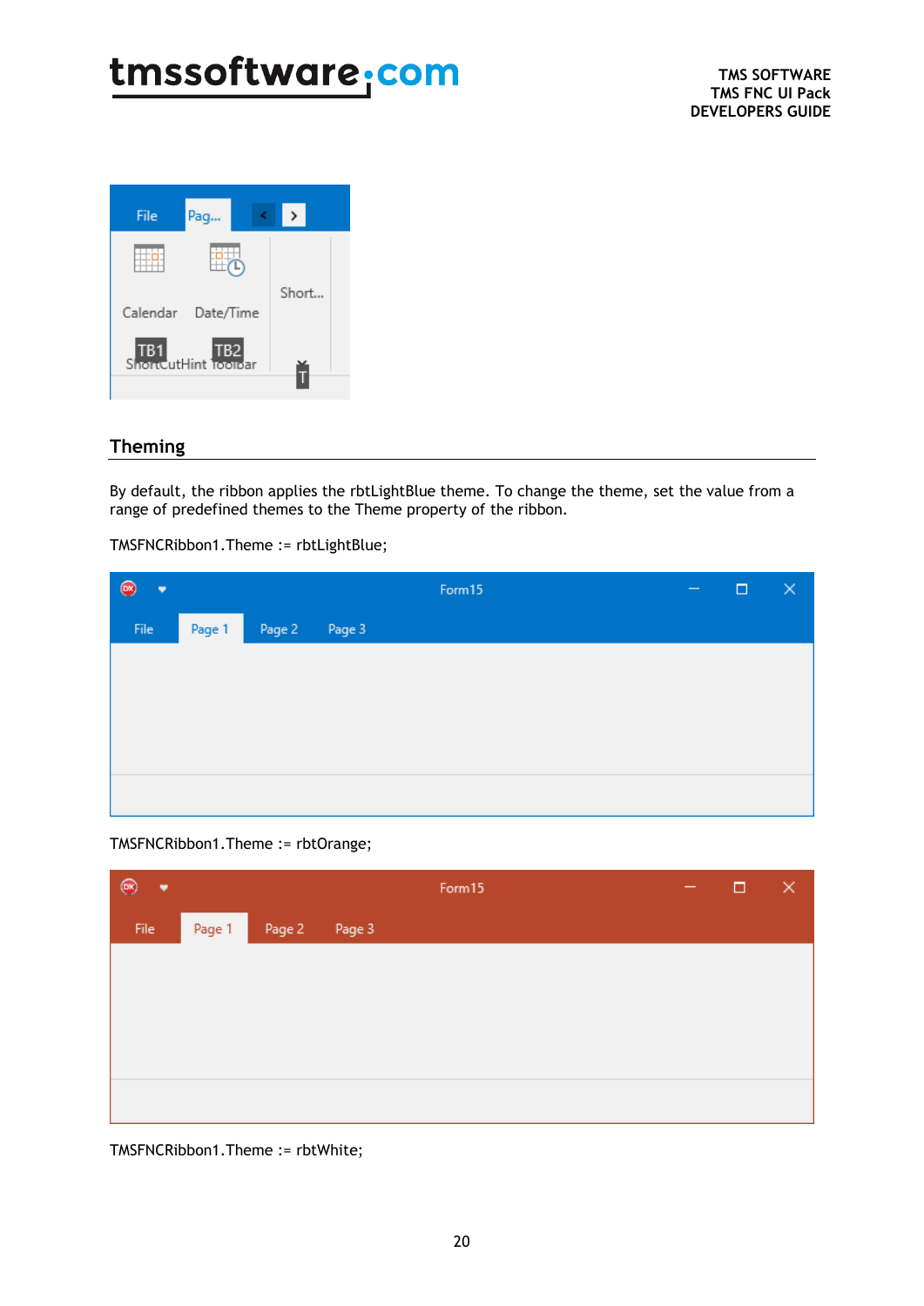## Theming

By default, the ribbon applies the rbtLightBlue theme. To change the theme, set the value from a range of predefined themes to the Theme property of the ribbon.

TMSFNCRibbon1.Theme := rbtLightBlue;

TMSFNCRibbon1.Theme := rbtOrange;

TMSFNCRibbon1.Theme := rbtWhite;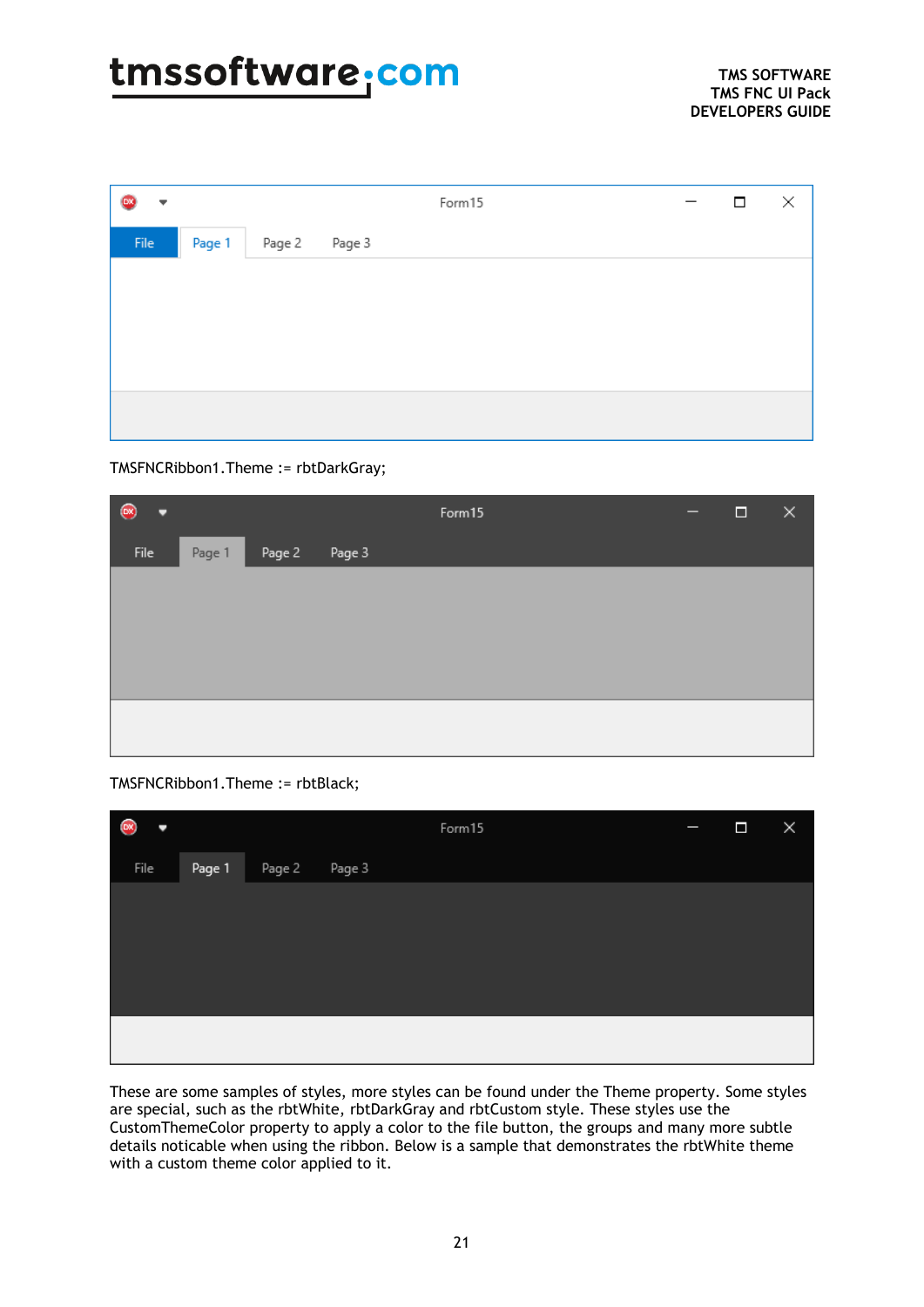TMSFNCRibbon1.Theme := rbtDarkGray;

TMSFNCRibbon1.Theme := rbtBlack;

These are some samples of styles, more styles can be found under the Theme property. Some styles are special, such as the rbtWhite, rbtDarkGray and rbtCustom style. These styles use the CustomThemeColor property to apply a color to the file button, the groups and many more subtle details noticable when using the ribbon. Below is a sample that demonstrates the rbtWhite theme with a custom theme color applied to it.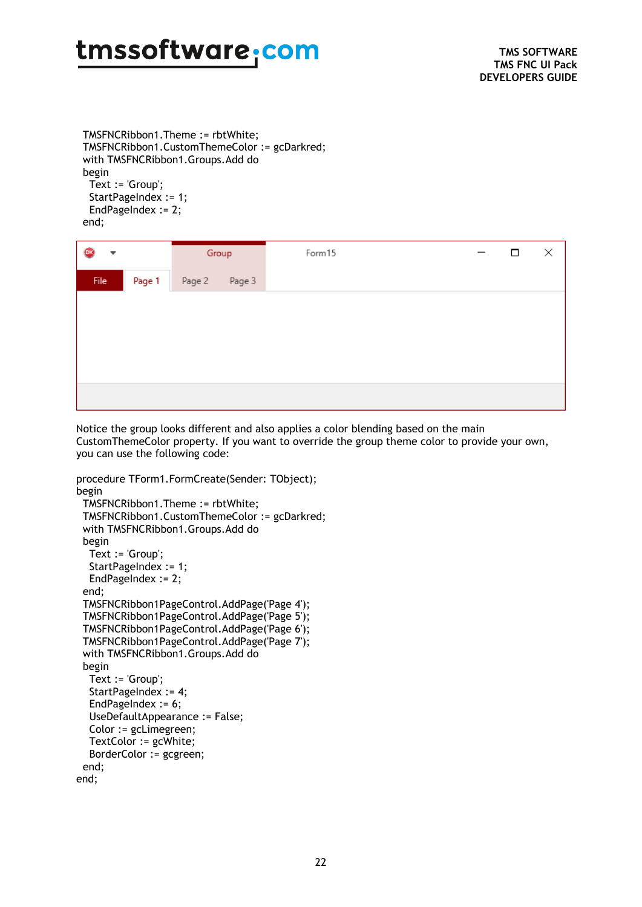```
TMSFNCRibbon1.Theme := rbtWhite;
TMSFNCRibbon1.CustomThemeColor := gcDarkred;
with TMSFNCRibbon1.Groups.Add do
begin
  Text := 'Group';
  StartPageIndex := 1;
  EndPageIndex := 2;
end;
```

Notice the group looks different and also applies a color blending based on the main CustomThemeColor property. If you want to override the group theme color to provide your own, you can use the following code:

```
procedure TForm1.FormCreate(Sender: TObject);
begin
  TMSFNCRibbon1.Theme := rbtWhite;
  TMSFNCRibbon1.CustomThemeColor := gcDarkred;
  with TMSFNCRibbon1.Groups.Add do
  begin
    Text := 'Group';
    StartPageIndex := 1;
    EndPageIndex := 2;
  end;
  TMSFNCRibbon1PageControl.AddPage('Page 4');
  TMSFNCRibbon1PageControl.AddPage('Page 5');
  TMSFNCRibbon1PageControl.AddPage('Page 6');
  TMSFNCRibbon1PageControl.AddPage('Page 7');
  with TMSFNCRibbon1.Groups.Add do
  begin
    Text := 'Group';
    StartPageIndex := 4;
    EndPageIndex := 6;
    UseDefaultAppearance := False;
    Color := gcLimegreen;
    TextColor := gcWhite;
    BorderColor := gcgreen;
  end;
end;
```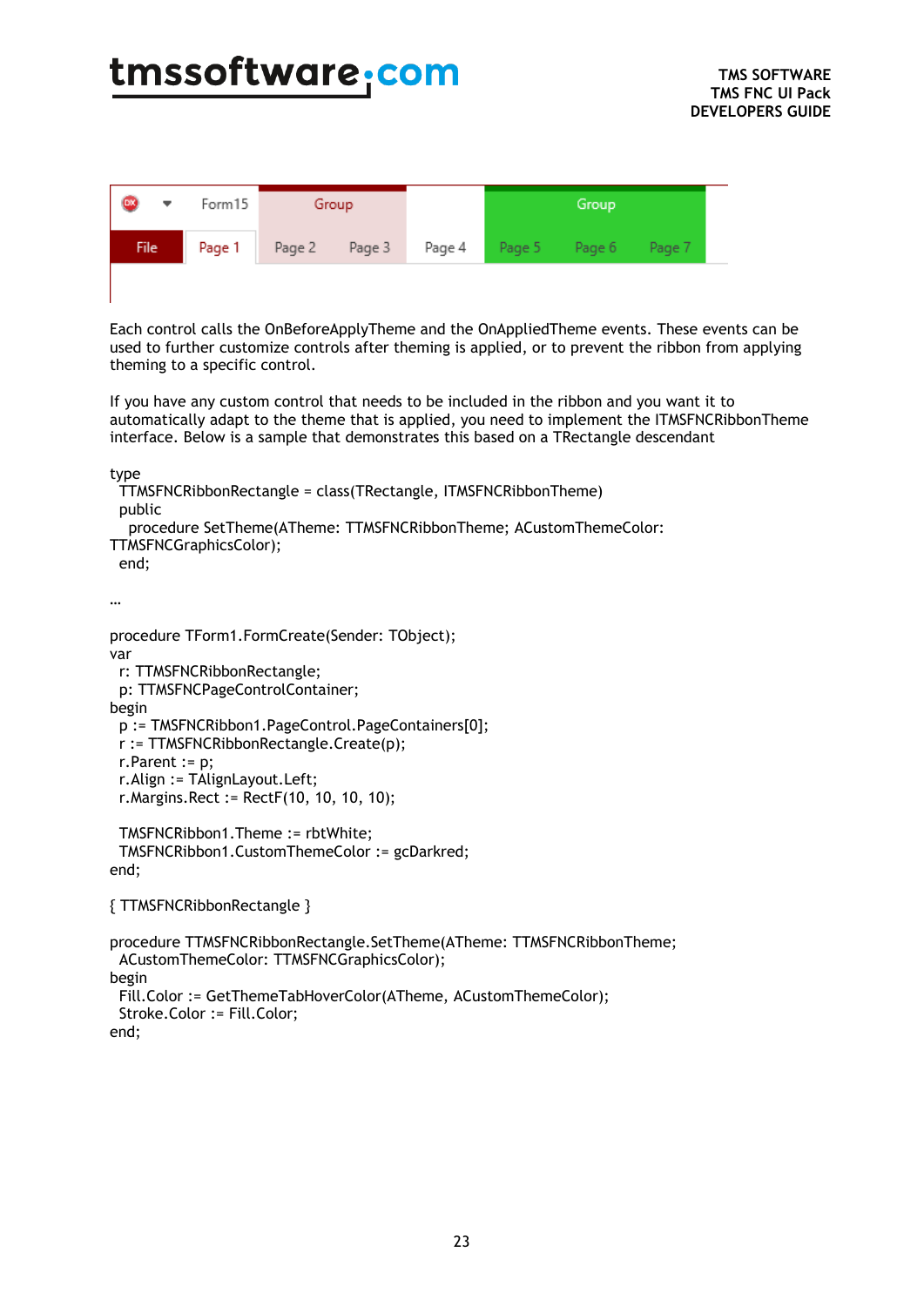Each control calls the OnBeforeApplyTheme and the OnAppliedTheme events. These events can be used to further customize controls after theming is applied, or to prevent the ribbon from applying theming to a specific control.

If you have any custom control that needs to be included in the ribbon and you want it to automatically adapt to the theme that is applied, you need to implement the ITMSFNCRibbonTheme interface. Below is a sample that demonstrates this based on a TRectangle descendant

```
type
  TTMSFNCRibbonRectangle = class(TRectangle, ITMSFNCRibbonTheme)
  public
    procedure SetTheme(ATheme: TTMSFNCRibbonTheme; ACustomThemeColor:
TTMSFNCGraphicsColor);
  end;

…

procedure TForm1.FormCreate(Sender: TObject);
var
  r: TTMSFNCRibbonRectangle;
  p: TTMSFNCPageControlContainer;
begin
  p := TMSFNCRibbon1.PageControl.PageContainers[0];
  r := TTMSFNCRibbonRectangle.Create(p);
  r.Parent := p;
  r.Align := TAlignLayout.Left;
  r.Margins.Rect := RectF(10, 10, 10, 10);

  TMSFNCRibbon1.Theme := rbtWhite;
  TMSFNCRibbon1.CustomThemeColor := gcDarkred;
end;

{ TTMSFNCRibbonRectangle }

procedure TTMSFNCRibbonRectangle.SetTheme(ATheme: TTMSFNCRibbonTheme;
  ACustomThemeColor: TTMSFNCGraphicsColor);
begin
  Fill.Color := GetThemeTabHoverColor(ATheme, ACustomThemeColor);
  Stroke.Color := Fill.Color;
end;
```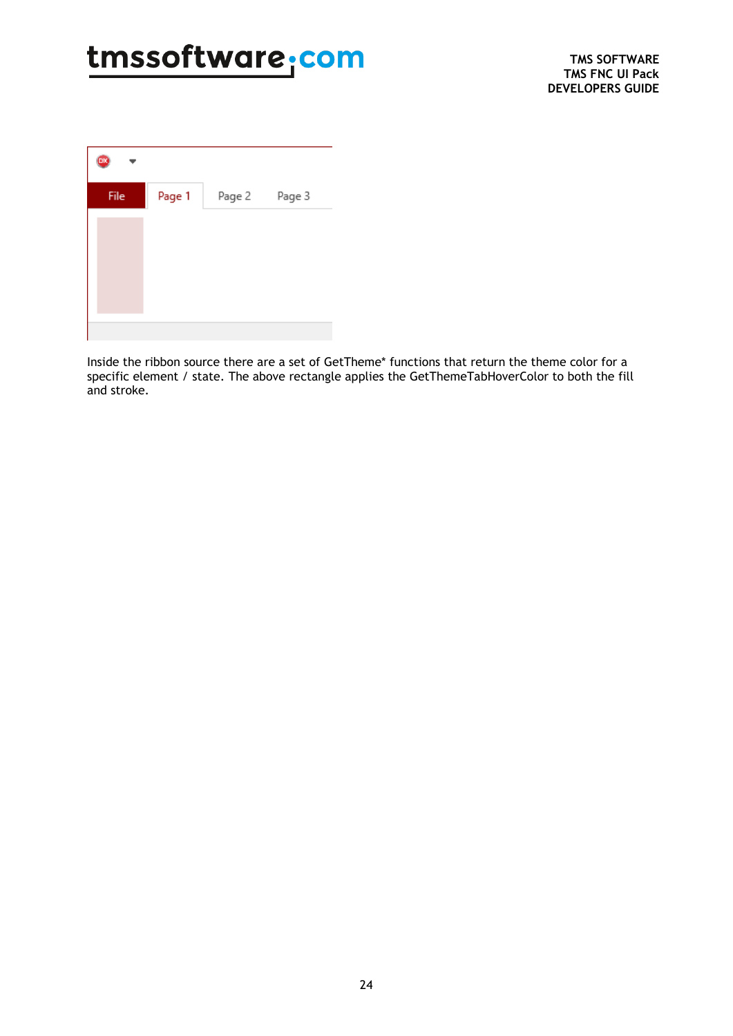Inside the ribbon source there are a set of GetTheme* functions that return the theme color for a specific element / state. The above rectangle applies the GetThemeTabHoverColor to both the fill and stroke.